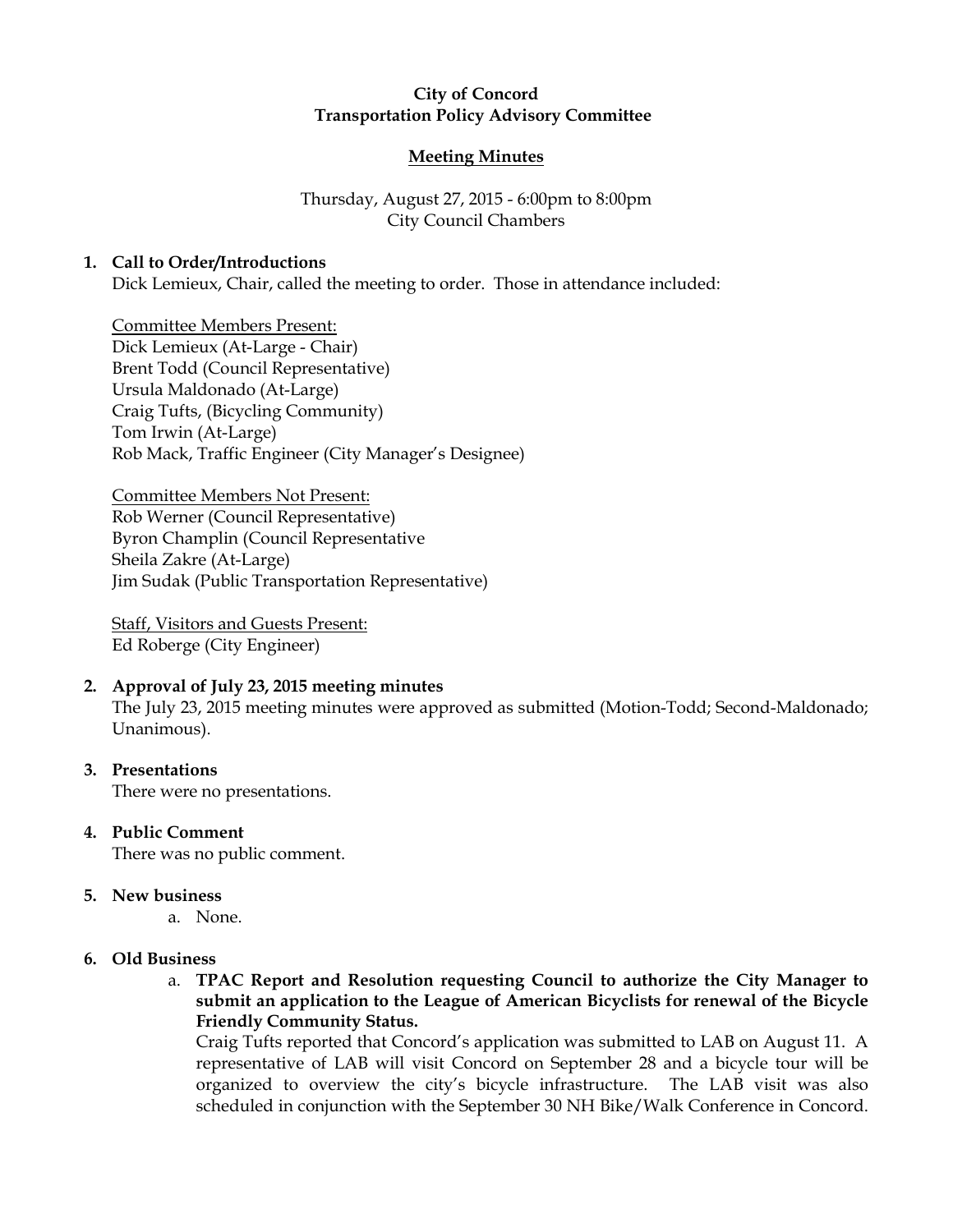**City of Concord**
**Transportation Policy Advisory Committee**

**Meeting Minutes**

Thursday, August 27, 2015 - 6:00pm to 8:00pm
City Council Chambers

1. **Call to Order/Introductions**
   Dick Lemieux, Chair, called the meeting to order. Those in attendance included:

   Committee Members Present:
   Dick Lemieux (At-Large - Chair)
   Brent Todd (Council Representative)
   Ursula Maldonado (At-Large)
   Craig Tufts, (Bicycling Community)
   Tom Irwin (At-Large)
   Rob Mack, Traffic Engineer (City Manager's Designee)

   Committee Members Not Present:
   Rob Werner (Council Representative)
   Byron Champlin (Council Representative
   Sheila Zakre (At-Large)
   Jim Sudak (Public Transportation Representative)

   Staff, Visitors and Guests Present:
   Ed Roberge (City Engineer)

2. **Approval of July 23, 2015 meeting minutes**
   The July 23, 2015 meeting minutes were approved as submitted (Motion-Todd; Second-Maldonado; Unanimous).

3. **Presentations**
   There were no presentations.

4. **Public Comment**
   There was no public comment.

5. **New business**
   a. None.

6. **Old Business**
   a. **TPAC Report and Resolution requesting Council to authorize the City Manager to submit an application to the League of American Bicyclists for renewal of the Bicycle Friendly Community Status.**
      Craig Tufts reported that Concord's application was submitted to LAB on August 11. A representative of LAB will visit Concord on September 28 and a bicycle tour will be organized to overview the city's bicycle infrastructure. The LAB visit was also scheduled in conjunction with the September 30 NH Bike/Walk Conference in Concord.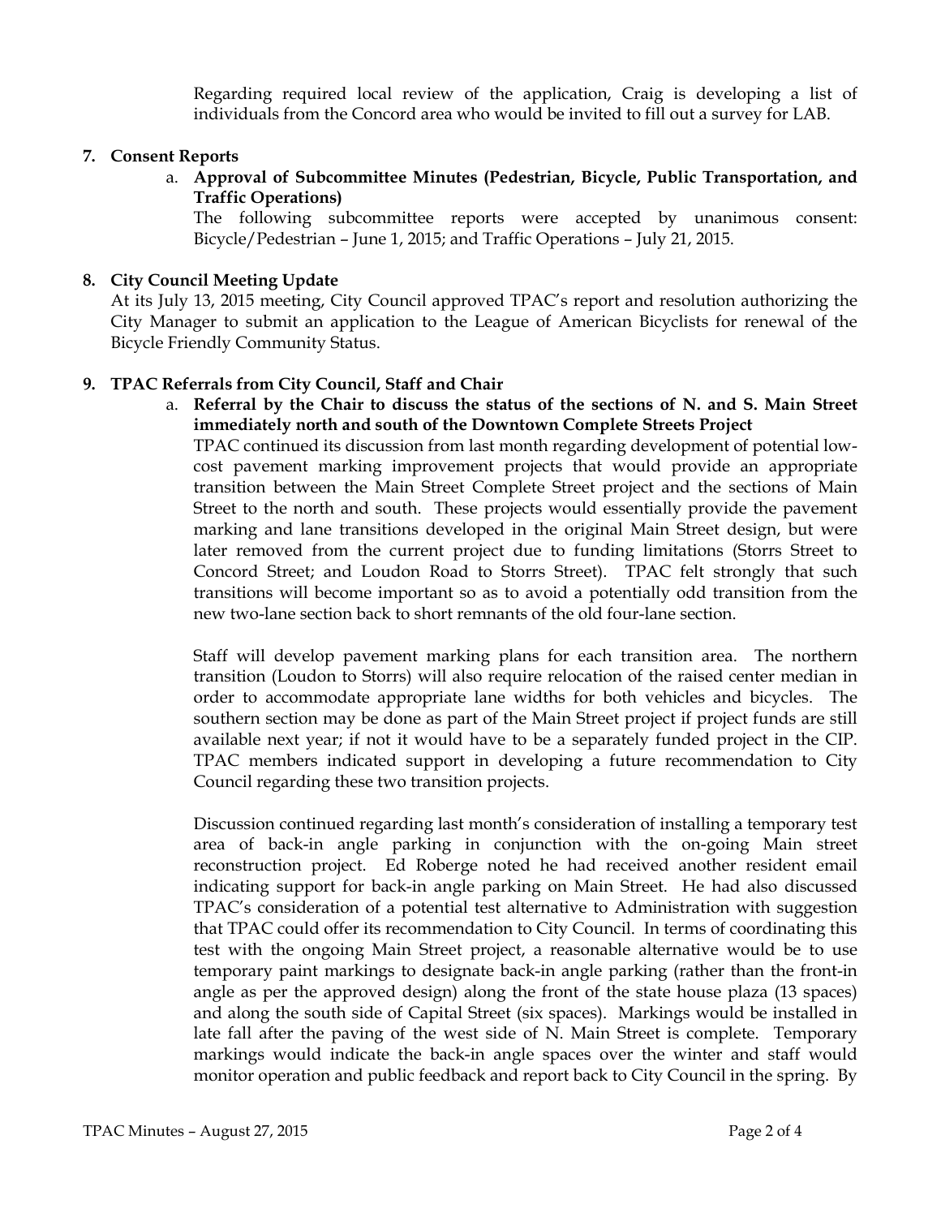Regarding required local review of the application, Craig is developing a list of individuals from the Concord area who would be invited to fill out a survey for LAB.

**7. Consent Reports**

a. **Approval of Subcommittee Minutes (Pedestrian, Bicycle, Public Transportation, and Traffic Operations)**

The following subcommittee reports were accepted by unanimous consent: Bicycle/Pedestrian – June 1, 2015; and Traffic Operations – July 21, 2015.

**8. City Council Meeting Update**

At its July 13, 2015 meeting, City Council approved TPAC's report and resolution authorizing the City Manager to submit an application to the League of American Bicyclists for renewal of the Bicycle Friendly Community Status.

**9. TPAC Referrals from City Council, Staff and Chair**

a. **Referral by the Chair to discuss the status of the sections of N. and S. Main Street immediately north and south of the Downtown Complete Streets Project**

TPAC continued its discussion from last month regarding development of potential low-cost pavement marking improvement projects that would provide an appropriate transition between the Main Street Complete Street project and the sections of Main Street to the north and south. These projects would essentially provide the pavement marking and lane transitions developed in the original Main Street design, but were later removed from the current project due to funding limitations (Storrs Street to Concord Street; and Loudon Road to Storrs Street). TPAC felt strongly that such transitions will become important so as to avoid a potentially odd transition from the new two-lane section back to short remnants of the old four-lane section.

Staff will develop pavement marking plans for each transition area. The northern transition (Loudon to Storrs) will also require relocation of the raised center median in order to accommodate appropriate lane widths for both vehicles and bicycles. The southern section may be done as part of the Main Street project if project funds are still available next year; if not it would have to be a separately funded project in the CIP. TPAC members indicated support in developing a future recommendation to City Council regarding these two transition projects.

Discussion continued regarding last month's consideration of installing a temporary test area of back-in angle parking in conjunction with the on-going Main street reconstruction project. Ed Roberge noted he had received another resident email indicating support for back-in angle parking on Main Street. He had also discussed TPAC's consideration of a potential test alternative to Administration with suggestion that TPAC could offer its recommendation to City Council. In terms of coordinating this test with the ongoing Main Street project, a reasonable alternative would be to use temporary paint markings to designate back-in angle parking (rather than the front-in angle as per the approved design) along the front of the state house plaza (13 spaces) and along the south side of Capital Street (six spaces). Markings would be installed in late fall after the paving of the west side of N. Main Street is complete. Temporary markings would indicate the back-in angle spaces over the winter and staff would monitor operation and public feedback and report back to City Council in the spring. By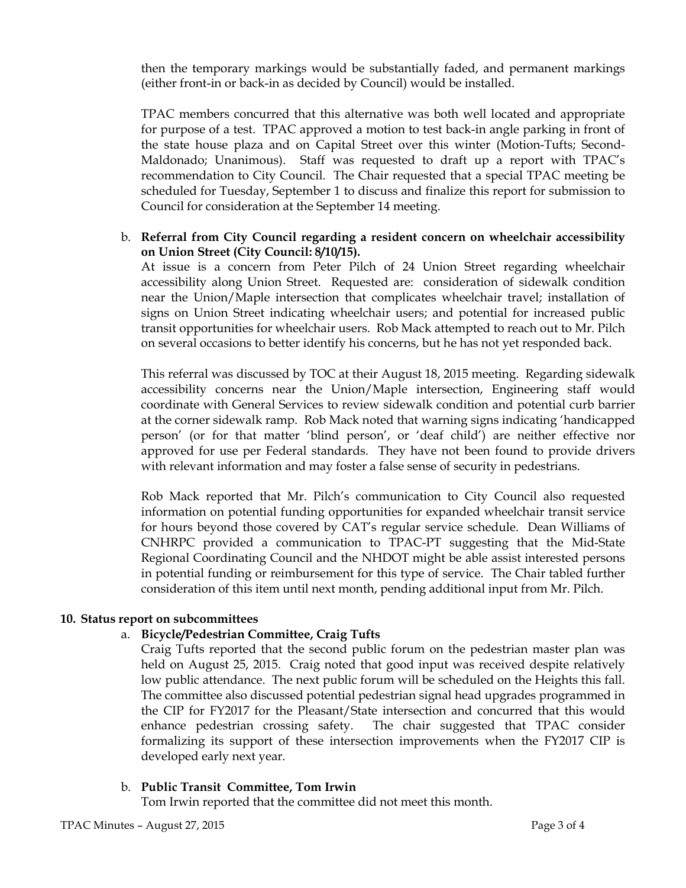then the temporary markings would be substantially faded, and permanent markings (either front-in or back-in as decided by Council) would be installed.

TPAC members concurred that this alternative was both well located and appropriate for purpose of a test. TPAC approved a motion to test back-in angle parking in front of the state house plaza and on Capital Street over this winter (Motion-Tufts; Second-Maldonado; Unanimous). Staff was requested to draft up a report with TPAC's recommendation to City Council. The Chair requested that a special TPAC meeting be scheduled for Tuesday, September 1 to discuss and finalize this report for submission to Council for consideration at the September 14 meeting.

b. **Referral from City Council regarding a resident concern on wheelchair accessibility on Union Street (City Council: 8/10/15).**

At issue is a concern from Peter Pilch of 24 Union Street regarding wheelchair accessibility along Union Street. Requested are: consideration of sidewalk condition near the Union/Maple intersection that complicates wheelchair travel; installation of signs on Union Street indicating wheelchair users; and potential for increased public transit opportunities for wheelchair users. Rob Mack attempted to reach out to Mr. Pilch on several occasions to better identify his concerns, but he has not yet responded back.

This referral was discussed by TOC at their August 18, 2015 meeting. Regarding sidewalk accessibility concerns near the Union/Maple intersection, Engineering staff would coordinate with General Services to review sidewalk condition and potential curb barrier at the corner sidewalk ramp. Rob Mack noted that warning signs indicating 'handicapped person' (or for that matter 'blind person', or 'deaf child') are neither effective nor approved for use per Federal standards. They have not been found to provide drivers with relevant information and may foster a false sense of security in pedestrians.

Rob Mack reported that Mr. Pilch's communication to City Council also requested information on potential funding opportunities for expanded wheelchair transit service for hours beyond those covered by CAT's regular service schedule. Dean Williams of CNHRPC provided a communication to TPAC-PT suggesting that the Mid-State Regional Coordinating Council and the NHDOT might be able assist interested persons in potential funding or reimbursement for this type of service. The Chair tabled further consideration of this item until next month, pending additional input from Mr. Pilch.

**10. Status report on subcommittees**

a. **Bicycle/Pedestrian Committee, Craig Tufts**

Craig Tufts reported that the second public forum on the pedestrian master plan was held on August 25, 2015. Craig noted that good input was received despite relatively low public attendance. The next public forum will be scheduled on the Heights this fall. The committee also discussed potential pedestrian signal head upgrades programmed in the CIP for FY2017 for the Pleasant/State intersection and concurred that this would enhance pedestrian crossing safety. The chair suggested that TPAC consider formalizing its support of these intersection improvements when the FY2017 CIP is developed early next year.

b. **Public Transit Committee, Tom Irwin**

Tom Irwin reported that the committee did not meet this month.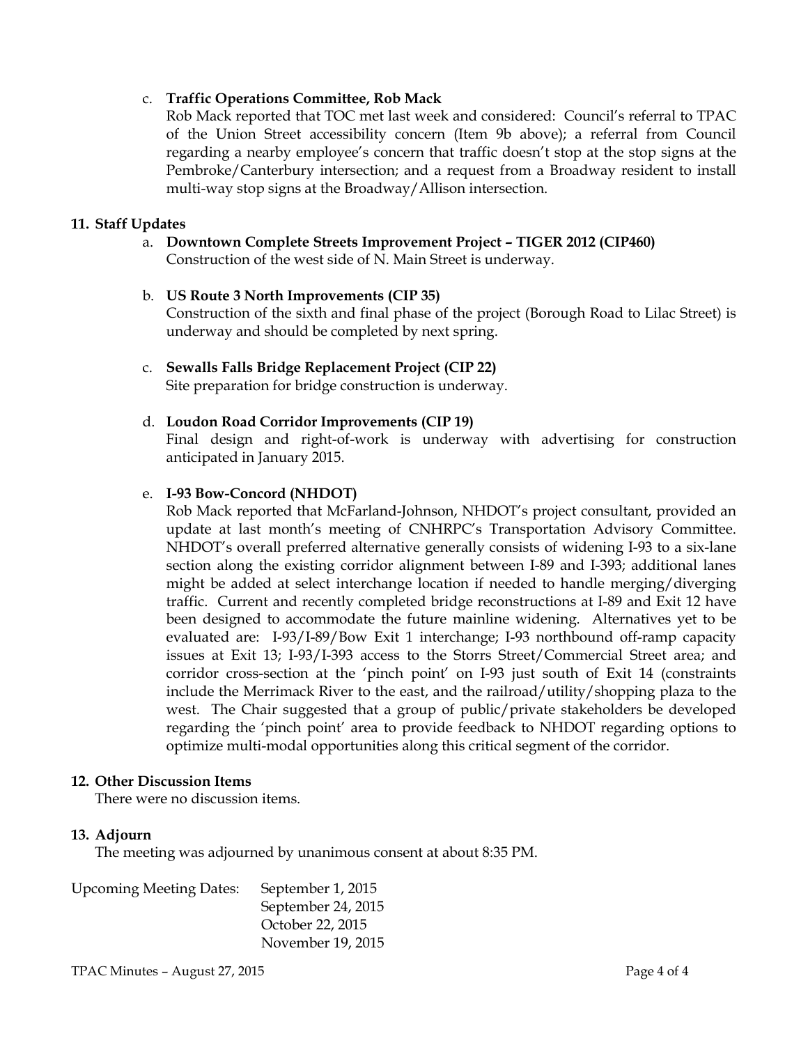c. **Traffic Operations Committee, Rob Mack**
   Rob Mack reported that TOC met last week and considered: Council's referral to TPAC of the Union Street accessibility concern (Item 9b above); a referral from Council regarding a nearby employee's concern that traffic doesn't stop at the stop signs at the Pembroke/Canterbury intersection; and a request from a Broadway resident to install multi-way stop signs at the Broadway/Allison intersection.

**11. Staff Updates**

a. **Downtown Complete Streets Improvement Project – TIGER 2012 (CIP460)**
   Construction of the west side of N. Main Street is underway.

b. **US Route 3 North Improvements (CIP 35)**
   Construction of the sixth and final phase of the project (Borough Road to Lilac Street) is underway and should be completed by next spring.

c. **Sewalls Falls Bridge Replacement Project (CIP 22)**
   Site preparation for bridge construction is underway.

d. **Loudon Road Corridor Improvements (CIP 19)**
   Final design and right-of-work is underway with advertising for construction anticipated in January 2015.

e. **I-93 Bow-Concord (NHDOT)**
   Rob Mack reported that McFarland-Johnson, NHDOT's project consultant, provided an update at last month's meeting of CNHRPC's Transportation Advisory Committee. NHDOT's overall preferred alternative generally consists of widening I-93 to a six-lane section along the existing corridor alignment between I-89 and I-393; additional lanes might be added at select interchange location if needed to handle merging/diverging traffic. Current and recently completed bridge reconstructions at I-89 and Exit 12 have been designed to accommodate the future mainline widening. Alternatives yet to be evaluated are: I-93/I-89/Bow Exit 1 interchange; I-93 northbound off-ramp capacity issues at Exit 13; I-93/I-393 access to the Storrs Street/Commercial Street area; and corridor cross-section at the 'pinch point' on I-93 just south of Exit 14 (constraints include the Merrimack River to the east, and the railroad/utility/shopping plaza to the west. The Chair suggested that a group of public/private stakeholders be developed regarding the 'pinch point' area to provide feedback to NHDOT regarding options to optimize multi-modal opportunities along this critical segment of the corridor.

**12. Other Discussion Items**

There were no discussion items.

**13. Adjourn**

The meeting was adjourned by unanimous consent at about 8:35 PM.

Upcoming Meeting Dates: September 1, 2015
September 24, 2015
October 22, 2015
November 19, 2015

TPAC Minutes – August 27, 2015